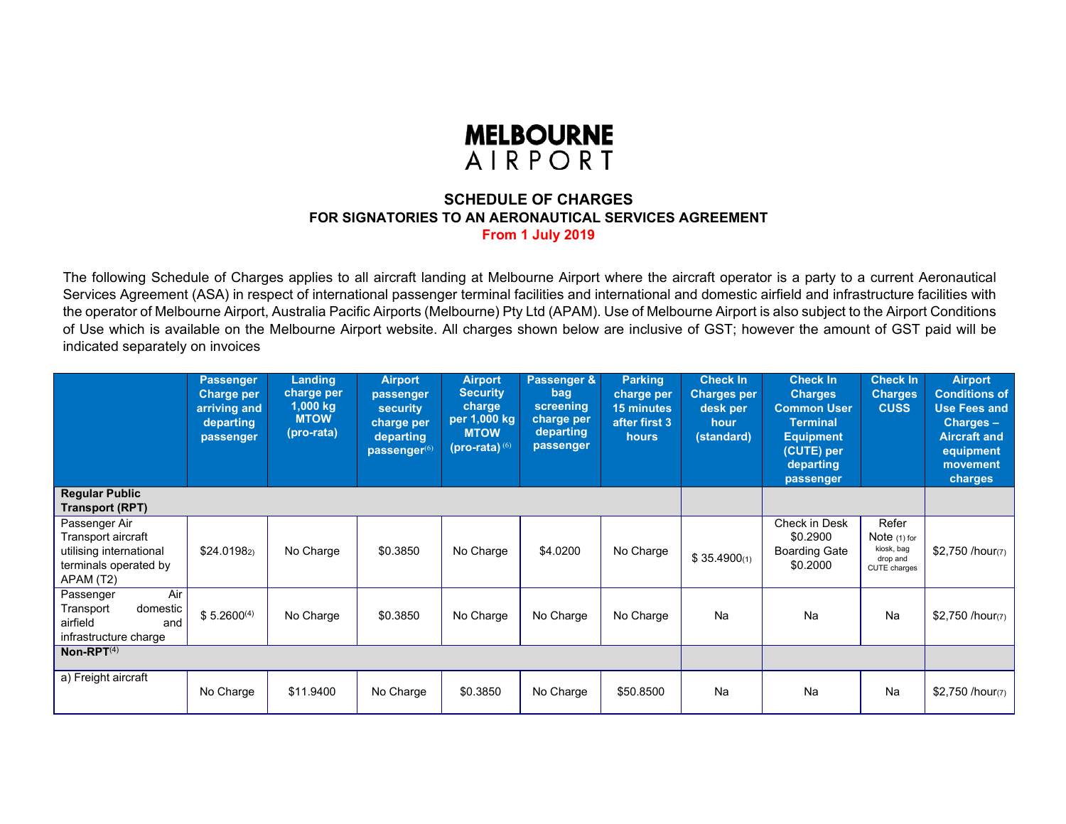# MELBOURNE AIRPORT

## SCHEDULE OF CHARGES
### FOR SIGNATORIES TO AN AERONAUTICAL SERVICES AGREEMENT
**From 1 July 2019**

The following Schedule of Charges applies to all aircraft landing at Melbourne Airport where the aircraft operator is a party to a current Aeronautical Services Agreement (ASA) in respect of international passenger terminal facilities and international and domestic airfield and infrastructure facilities with the operator of Melbourne Airport, Australia Pacific Airports (Melbourne) Pty Ltd (APAM). Use of Melbourne Airport is also subject to the Airport Conditions of Use which is available on the Melbourne Airport website. All charges shown below are inclusive of GST; however the amount of GST paid will be indicated separately on invoices

| | Passenger Charge per arriving and departing passenger | Landing charge per 1,000 kg MTOW (pro-rata) | Airport passenger security charge per departing passenger(6) | Airport Security charge per 1,000 kg MTOW (pro-rata) (6) | Passenger & bag screening charge per departing passenger | Parking charge per 15 minutes after first 3 hours | Check In Charges per desk per hour (standard) | Check In Charges Common User Terminal Equipment (CUTE) per departing passenger | Check In Charges CUSS | Airport Conditions of Use Fees and Charges – Aircraft and equipment movement charges |
|---|---|---|---|---|---|---|---|---|---|---|
| **Regular Public Transport (RPT)** | | | | | | | | | | |
| Passenger Air Transport aircraft utilising international terminals operated by APAM (T2) | $24.0198(2) | No Charge | $0.3850 | No Charge | $4.0200 | No Charge | $ 35.4900(1) | Check in Desk $0.2900 Boarding Gate $0.2000 | Refer Note (1) for kiosk, bag drop and CUTE charges | $2,750 /hour(7) |
| Passenger Air Transport domestic airfield and infrastructure charge | $ 5.2600(4) | No Charge | $0.3850 | No Charge | No Charge | No Charge | Na | Na | Na | $2,750 /hour(7) |
| **Non-RPT(4)** | | | | | | | | | | |
| a) Freight aircraft | No Charge | $11.9400 | No Charge | $0.3850 | No Charge | $50.8500 | Na | Na | Na | $2,750 /hour(7) |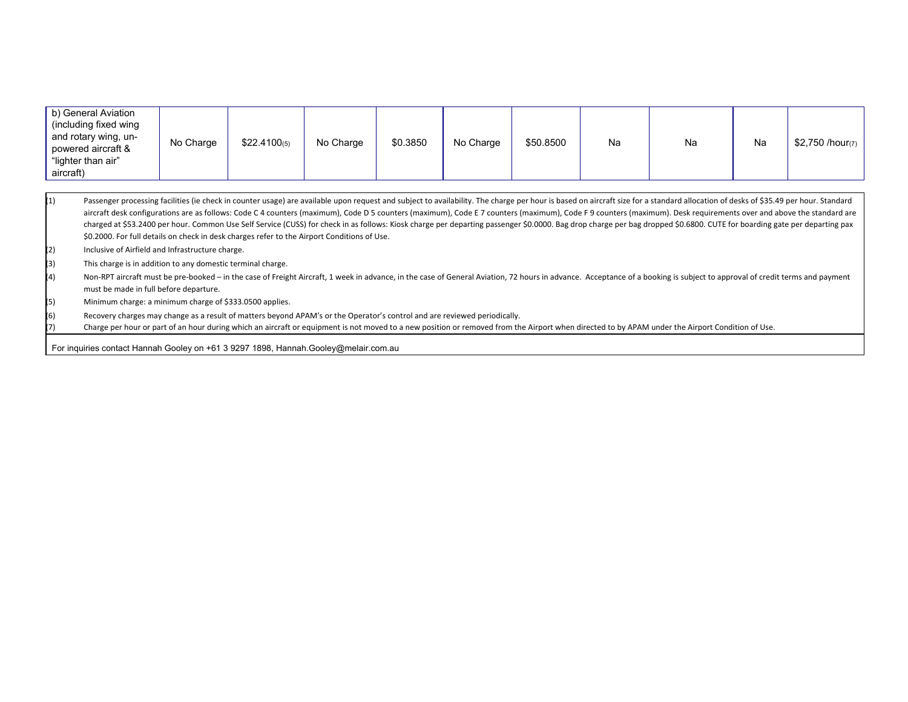| | | | | | | | | | | |
|---|---|---|---|---|---|---|---|---|---|---|
| b) General Aviation (including fixed wing and rotary wing, un-powered aircraft & "lighter than air" aircraft) | No Charge | $22.4100(5) | No Charge | $0.3850 | No Charge | $50.8500 | Na | Na | Na | $2,750 /hour(7) |

(1) Passenger processing facilities (ie check in counter usage) are available upon request and subject to availability. The charge per hour is based on aircraft size for a standard allocation of desks of $35.49 per hour. Standard aircraft desk configurations are as follows: Code C 4 counters (maximum), Code D 5 counters (maximum), Code E 7 counters (maximum), Code F 9 counters (maximum). Desk requirements over and above the standard are charged at $53.2400 per hour. Common Use Self Service (CUSS) for check in as follows: Kiosk charge per departing passenger $0.0000. Bag drop charge per bag dropped $0.6800. CUTE for boarding gate per departing pax $0.2000. For full details on check in desk charges refer to the Airport Conditions of Use.

(2) Inclusive of Airfield and Infrastructure charge.

(3) This charge is in addition to any domestic terminal charge.

(4) Non-RPT aircraft must be pre-booked – in the case of Freight Aircraft, 1 week in advance, in the case of General Aviation, 72 hours in advance. Acceptance of a booking is subject to approval of credit terms and payment must be made in full before departure.

(5) Minimum charge: a minimum charge of $333.0500 applies.

(6) Recovery charges may change as a result of matters beyond APAM's or the Operator's control and are reviewed periodically.

(7) Charge per hour or part of an hour during which an aircraft or equipment is not moved to a new position or removed from the Airport when directed to by APAM under the Airport Condition of Use.

For inquiries contact Hannah Gooley on +61 3 9297 1898, Hannah.Gooley@melair.com.au